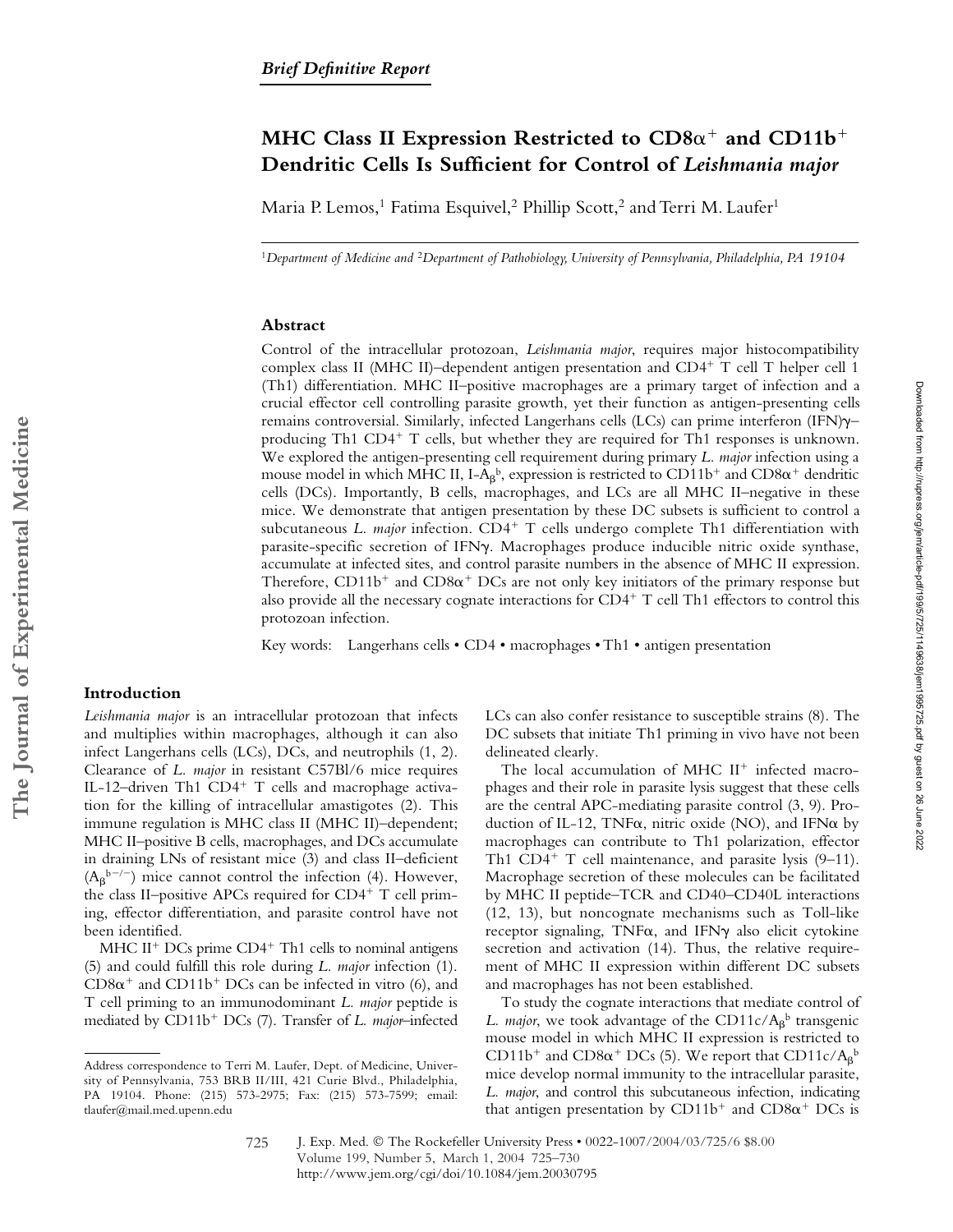*Brief Definitive Report*

# MHC Class II Expression Restricted to CD8α$^+$ and CD11b$^+$ Dendritic Cells Is Sufficient for Control of *Leishmania major*

Maria P. Lemos,[1] Fatima Esquivel,[2] Phillip Scott,[2] and Terri M. Laufer[1]

[1]*Department of Medicine and* [2]*Department of Pathobiology, University of Pennsylvania, Philadelphia, PA 19104*

## Abstract

Control of the intracellular protozoan, *Leishmania major*, requires major histocompatibility complex class II (MHC II)–dependent antigen presentation and CD4$^+$ T cell T helper cell 1 (Th1) differentiation. MHC II–positive macrophages are a primary target of infection and a crucial effector cell controlling parasite growth, yet their function as antigen-presenting cells remains controversial. Similarly, infected Langerhans cells (LCs) can prime interferon (IFN)γ–producing Th1 CD4$^+$ T cells, but whether they are required for Th1 responses is unknown. We explored the antigen-presenting cell requirement during primary *L. major* infection using a mouse model in which MHC II, I-A$_\beta^b$, expression is restricted to CD11b$^+$ and CD8α$^+$ dendritic cells (DCs). Importantly, B cells, macrophages, and LCs are all MHC II–negative in these mice. We demonstrate that antigen presentation by these DC subsets is sufficient to control a subcutaneous *L. major* infection. CD4$^+$ T cells undergo complete Th1 differentiation with parasite-specific secretion of IFNγ. Macrophages produce inducible nitric oxide synthase, accumulate at infected sites, and control parasite numbers in the absence of MHC II expression. Therefore, CD11b$^+$ and CD8α$^+$ DCs are not only key initiators of the primary response but also provide all the necessary cognate interactions for CD4$^+$ T cell Th1 effectors to control this protozoan infection.

Key words: Langerhans cells • CD4 • macrophages • Th1 • antigen presentation

## Introduction

*Leishmania major* is an intracellular protozoan that infects and multiplies within macrophages, although it can also infect Langerhans cells (LCs), DCs, and neutrophils (1, 2). Clearance of *L. major* in resistant C57Bl/6 mice requires IL-12–driven Th1 CD4$^+$ T cells and macrophage activation for the killing of intracellular amastigotes (2). This immune regulation is MHC class II (MHC II)–dependent; MHC II–positive B cells, macrophages, and DCs accumulate in draining LNs of resistant mice (3) and class II–deficient (A$_\beta^{b-/-}$) mice cannot control the infection (4). However, the class II–positive APCs required for CD4$^+$ T cell priming, effector differentiation, and parasite control have not been identified.

MHC II$^+$ DCs prime CD4$^+$ Th1 cells to nominal antigens (5) and could fulfill this role during *L. major* infection (1). CD8α$^+$ and CD11b$^+$ DCs can be infected in vitro (6), and T cell priming to an immunodominant *L. major* peptide is mediated by CD11b$^+$ DCs (7). Transfer of *L. major*–infected LCs can also confer resistance to susceptible strains (8). The DC subsets that initiate Th1 priming in vivo have not been delineated clearly.

The local accumulation of MHC II$^+$ infected macrophages and their role in parasite lysis suggest that these cells are the central APC-mediating parasite control (3, 9). Production of IL-12, TNFα, nitric oxide (NO), and IFNα by macrophages can contribute to Th1 polarization, effector Th1 CD4$^+$ T cell maintenance, and parasite lysis (9–11). Macrophage secretion of these molecules can be facilitated by MHC II peptide–TCR and CD40–CD40L interactions (12, 13), but noncognate mechanisms such as Toll-like receptor signaling, TNFα, and IFNγ also elicit cytokine secretion and activation (14). Thus, the relative requirement of MHC II expression within different DC subsets and macrophages has not been established.

To study the cognate interactions that mediate control of *L. major*, we took advantage of the CD11c/A$_\beta^b$ transgenic mouse model in which MHC II expression is restricted to CD11b$^+$ and CD8α$^+$ DCs (5). We report that CD11c/A$_\beta^b$ mice develop normal immunity to the intracellular parasite, *L. major*, and control this subcutaneous infection, indicating that antigen presentation by CD11b$^+$ and CD8α$^+$ DCs is

Address correspondence to Terri M. Laufer, Dept. of Medicine, University of Pennsylvania, 753 BRB II/III, 421 Curie Blvd., Philadelphia, PA 19104. Phone: (215) 573-2975; Fax: (215) 573-7599; email: tlaufer@mail.med.upenn.edu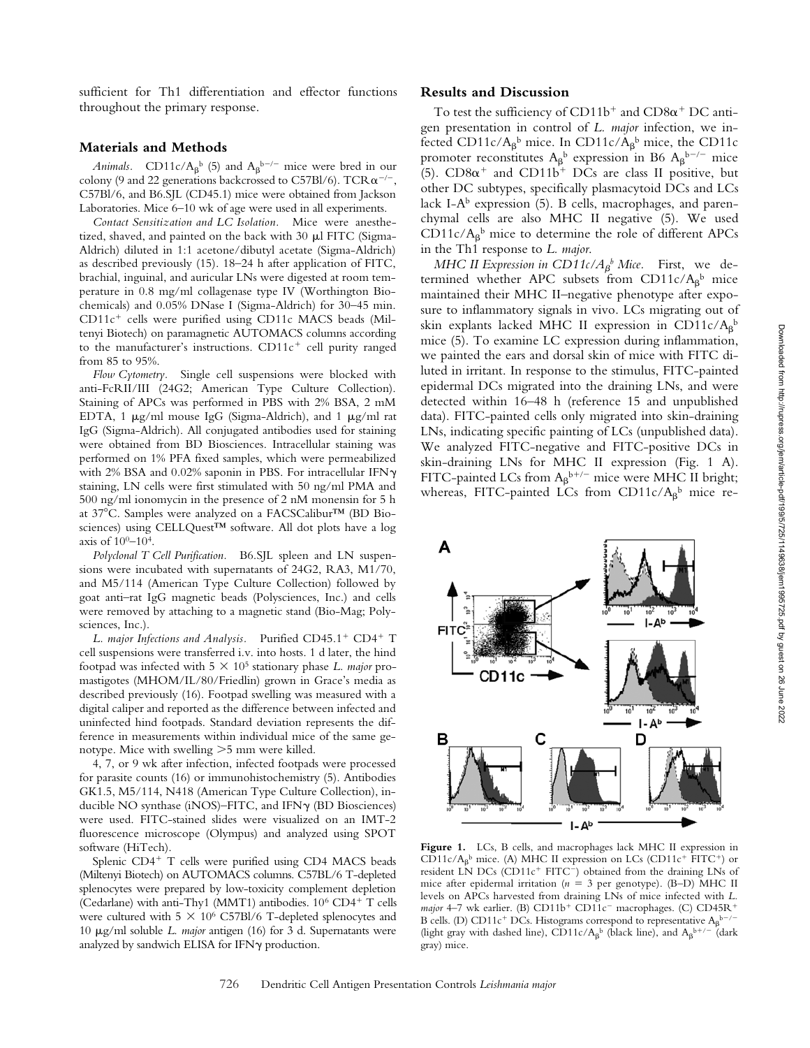sufficient for Th1 differentiation and effector functions throughout the primary response.

## Materials and Methods

*Animals.* CD11c/$A_\beta^b$ (5) and $A_\beta^{b-/-}$ mice were bred in our colony (9 and 22 generations backcrossed to C57Bl/6). TCR$\alpha^{-/-}$, C57Bl/6, and B6.SJL (CD45.1) mice were obtained from Jackson Laboratories. Mice 6–10 wk of age were used in all experiments.

*Contact Sensitization and LC Isolation.* Mice were anesthetized, shaved, and painted on the back with 30 μl FITC (Sigma-Aldrich) diluted in 1:1 acetone/dibutyl acetate (Sigma-Aldrich) as described previously (15). 18–24 h after application of FITC, brachial, inguinal, and auricular LNs were digested at room temperature in 0.8 mg/ml collagenase type IV (Worthington Biochemicals) and 0.05% DNase I (Sigma-Aldrich) for 30–45 min. CD11c$^+$ cells were purified using CD11c MACS beads (Miltenyi Biotech) on paramagnetic AUTOMACS columns according to the manufacturer's instructions. CD11c$^+$ cell purity ranged from 85 to 95%.

*Flow Cytometry.* Single cell suspensions were blocked with anti-FcRII/III (24G2; American Type Culture Collection). Staining of APCs was performed in PBS with 2% BSA, 2 mM EDTA, 1 μg/ml mouse IgG (Sigma-Aldrich), and 1 μg/ml rat IgG (Sigma-Aldrich). All conjugated antibodies used for staining were obtained from BD Biosciences. Intracellular staining was performed on 1% PFA fixed samples, which were permeablized with 2% BSA and 0.02% saponin in PBS. For intracellular IFN$\gamma$ staining, LN cells were first stimulated with 50 ng/ml PMA and 500 ng/ml ionomycin in the presence of 2 nM monensin for 5 h at 37°C. Samples were analyzed on a FACSCalibur™ (BD Biosciences) using CELLQuest™ software. All dot plots have a log axis of $10^0$–$10^4$.

*Polyclonal T Cell Purification.* B6.SJL spleen and LN suspensions were incubated with supernatants of 24G2, RA3, M1/70, and M5/114 (American Type Culture Collection) followed by goat anti–rat IgG magnetic beads (Polysciences, Inc.) and cells were removed by attaching to a magnetic stand (Bio-Mag; Polysciences, Inc.).

*L. major Infections and Analysis.* Purified CD45.1$^+$ CD4$^+$ T cell suspensions were transferred i.v. into hosts. 1 d later, the hind footpad was infected with $5 \times 10^5$ stationary phase *L. major* promastigotes (MHOM/IL/80/Friedlin) grown in Grace's media as described previously (16). Footpad swelling was measured with a digital caliper and reported as the difference between infected and uninfected hind footpads. Standard deviation represents the difference in measurements within individual mice of the same genotype. Mice with swelling >5 mm were killed.

4, 7, or 9 wk after infection, infected footpads were processed for parasite counts (16) or immunohistochemistry (5). Antibodies GK1.5, M5/114, N418 (American Type Culture Collection), inducible NO synthase (iNOS)–FITC, and IFN$\gamma$ (BD Biosciences) were used. FITC-stained slides were visualized on an IMT-2 fluorescence microscope (Olympus) and analyzed using SPOT software (HiTech).

Splenic CD4$^+$ T cells were purified using CD4 MACS beads (Miltenyi Biotech) on AUTOMACS columns. C57BL/6 T-depleted splenocytes were prepared by low-toxicity complement depletion (Cedarlane) with anti-Thy1 (MMT1) antibodies. $10^6$ CD4$^+$ T cells were cultured with $5 \times 10^6$ C57Bl/6 T-depleted splenocytes and 10 μg/ml soluble *L. major* antigen (16) for 3 d. Supernatants were analyzed by sandwich ELISA for IFN$\gamma$ production.

## Results and Discussion

To test the sufficiency of CD11b$^+$ and CD8$\alpha^+$ DC antigen presentation in control of *L. major* infection, we infected CD11c/$A_\beta^b$ mice. In CD11c/$A_\beta^b$ mice, the CD11c promoter reconstitutes $A_\beta^b$ expression in B6 $A_\beta^{b-/-}$ mice (5). CD8$\alpha^+$ and CD11b$^+$ DCs are class II positive, but other DC subtypes, specifically plasmacytoid DCs and LCs lack I-A$^b$ expression (5). B cells, macrophages, and parenchymal cells are also MHC II negative (5). We used CD11c/$A_\beta^b$ mice to determine the role of different APCs in the Th1 response to *L. major*.

*MHC II Expression in CD11c/$A_\beta^b$ Mice.* First, we determined whether APC subsets from CD11c/$A_\beta^b$ mice maintained their MHC II–negative phenotype after exposure to inflammatory signals in vivo. LCs migrating out of skin explants lacked MHC II expression in CD11c/$A_\beta^b$ mice (5). To examine LC expression during inflammation, we painted the ears and dorsal skin of mice with FITC diluted in irritant. In response to the stimulus, FITC-painted epidermal DCs migrated into the draining LNs, and were detected within 16–48 h (reference 15 and unpublished data). FITC-painted cells only migrated into skin-draining LNs, indicating specific painting of LCs (unpublished data). We analyzed FITC-negative and FITC-positive DCs in skin-draining LNs for MHC II expression (Fig. 1 A). FITC-painted LCs from $A_\beta^{b+/-}$ mice were MHC II bright; whereas, FITC-painted LCs from CD11c/$A_\beta^b$ mice re-

**Figure 1.** LCs, B cells, and macrophages lack MHC II expression in CD11c/$A_\beta^b$ mice. (A) MHC II expression on LCs (CD11c$^+$ FITC$^+$) or resident LN DCs (CD11c$^+$ FITC$^-$) obtained from the draining LNs of mice after epidermal irritation ($n = 3$ per genotype). (B–D) MHC II levels on APCs harvested from draining LNs of mice infected with *L. major* 4–7 wk earlier. (B) CD11b$^+$ CD11c$^-$ macrophages. (C) CD45R$^+$ B cells. (D) CD11c$^+$ DCs. Histograms correspond to representative $A_\beta^{b-/-}$ (light gray with dashed line), CD11c/$A_\beta^b$ (black line), and $A_\beta^{b+/-}$ (dark gray) mice.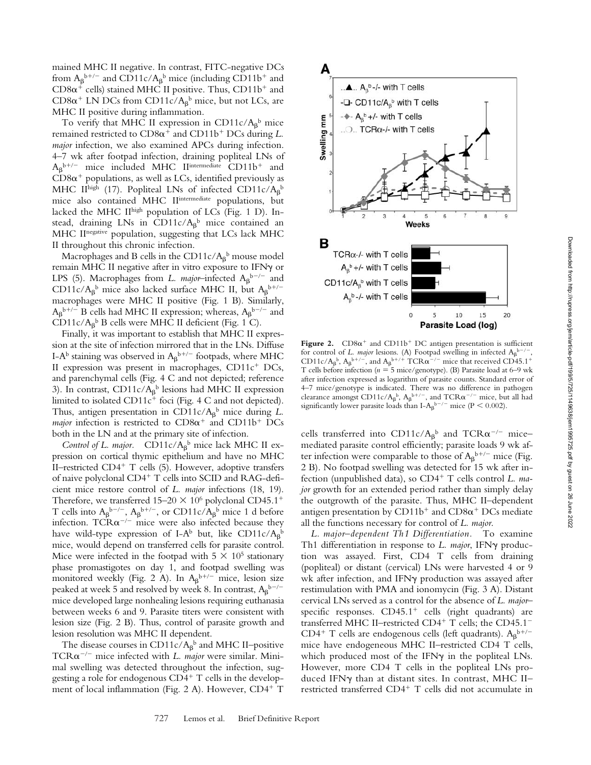mained MHC II negative. In contrast, FITC-negative DCs from $A_\beta^{b+/-}$ and CD11c/$A_\beta^b$ mice (including CD11b$^+$ and CD8α$^+$ cells) stained MHC II positive. Thus, CD11b$^+$ and CD8α$^+$ LN DCs from CD11c/$A_\beta^b$ mice, but not LCs, are MHC II positive during inflammation.

To verify that MHC II expression in CD11c/$A_\beta^b$ mice remained restricted to CD8α$^+$ and CD11b$^+$ DCs during *L. major* infection, we also examined APCs during infection. 4–7 wk after footpad infection, draining popliteal LNs of $A_\beta^{b+/-}$ mice included MHC II$^{intermediate}$ CD11b$^+$ and CD8α$^+$ populations, as well as LCs, identified previously as MHC II$^{high}$ (17). Popliteal LNs of infected CD11c/$A_\beta^b$ mice also contained MHC II$^{intermediate}$ populations, but lacked the MHC II$^{high}$ population of LCs (Fig. 1 D). Instead, draining LNs in CD11c/$A_\beta^b$ mice contained an MHC II$^{negative}$ population, suggesting that LCs lack MHC II throughout this chronic infection.

Macrophages and B cells in the CD11c/$A_\beta^b$ mouse model remain MHC II negative after in vitro exposure to IFNγ or LPS (5). Macrophages from *L. major*–infected $A_\beta^{b-/-}$ and CD11c/$A_\beta^b$ mice also lacked surface MHC II, but $A_\beta^{b+/-}$ macrophages were MHC II positive (Fig. 1 B). Similarly, $A_\beta^{b+/-}$ B cells had MHC II expression; whereas, $A_\beta^{b-/-}$ and CD11c/$A_\beta^b$ B cells were MHC II deficient (Fig. 1 C).

Finally, it was important to establish that MHC II expression at the site of infection mirrored that in the LNs. Diffuse I-$A^b$ staining was observed in $A_\beta^{b+/-}$ footpads, where MHC II expression was present in macrophages, CD11c$^+$ DCs, and parenchymal cells (Fig. 4 C and not depicted; reference 3). In contrast, CD11c/$A_\beta^b$ lesions had MHC II expression limited to isolated CD11c$^+$ foci (Fig. 4 C and not depicted). Thus, antigen presentation in CD11c/$A_\beta^b$ mice during *L. major* infection is restricted to CD8α$^+$ and CD11b$^+$ DCs both in the LN and at the primary site of infection.

*Control of L. major.* CD11c/$A_\beta^b$ mice lack MHC II expression on cortical thymic epithelium and have no MHC II–restricted CD4$^+$ T cells (5). However, adoptive transfers of naive polyclonal CD4$^+$ T cells into SCID and RAG-deficient mice restore control of *L. major* infections (18, 19). Therefore, we transferred 15–20 × $10^6$ polyclonal CD45.1$^+$ T cells into $A_\beta^{b-/-}$, $A_\beta^{b+/-}$, or CD11c/$A_\beta^b$ mice 1 d before infection. TCRα$^{-/-}$ mice were also infected because they have wild-type expression of I-$A^b$ but, like CD11c/$A_\beta^b$ mice, would depend on transferred cells for parasite control. Mice were infected in the footpad with 5 × $10^5$ stationary phase promastigotes on day 1, and footpad swelling was monitored weekly (Fig. 2 A). In $A_\beta^{b+/-}$ mice, lesion size peaked at week 5 and resolved by week 8. In contrast, $A_\beta^{b-/-}$ mice developed large nonhealing lesions requiring euthanasia between weeks 6 and 9. Parasite titers were consistent with lesion size (Fig. 2 B). Thus, control of parasite growth and lesion resolution was MHC II dependent.

The disease courses in CD11c/$A_\beta^b$ and MHC II–positive TCRα$^{-/-}$ mice infected with *L. major* were similar. Minimal swelling was detected throughout the infection, suggesting a role for endogenous CD4$^+$ T cells in the development of local inflammation (Fig. 2 A). However, CD4$^+$ T cells transferred into CD11c/$A_\beta^b$ and TCRα$^{-/-}$ mice–mediated parasite control efficiently; parasite loads 9 wk after infection were comparable to those of $A_\beta^{b+/-}$ mice (Fig. 2 B). No footpad swelling was detected for 15 wk after infection (unpublished data), so CD4$^+$ T cells control *L. major* growth for an extended period rather than simply delay the outgrowth of the parasite. Thus, MHC II–dependent antigen presentation by CD11b$^+$ and CD8α$^+$ DCs mediate all the functions necessary for control of *L. major*.

**Figure 2.** CD8α$^+$ and CD11b$^+$ DC antigen presentation is sufficient for control of *L. major* lesions. (A) Footpad swelling in infected $A_\beta^{b-/-}$, CD11c/$A_\beta^b$, $A_\beta^{b+/-}$, and $A_\beta^{b+/+}$ TCRα$^{-/-}$ mice that received CD45.1$^+$ T cells before infection ($n$ = 5 mice/genotype). (B) Parasite load at 6–9 wk after infection expressed as logarithm of parasite counts. Standard error of 4–7 mice/genotype is indicated. There was no difference in pathogen clearance amongst CD11c/$A_\beta^b$, $A_\beta^{b+/-}$, and TCRα$^{-/-}$ mice, but all had significantly lower parasite loads than I-$A_\beta^{b-/-}$ mice ($P < 0.002$).

*L. major–dependent Th1 Differentiation.* To examine Th1 differentiation in response to *L. major*, IFNγ production was assayed. First, CD4 T cells from draining (popliteal) or distant (cervical) LNs were harvested 4 or 9 wk after infection, and IFNγ production was assayed after restimulation with PMA and ionomycin (Fig. 3 A). Distant cervical LNs served as a control for the absence of *L. major*–specific responses. CD45.1$^+$ cells (right quadrants) are transferred MHC II–restricted CD4$^+$ T cells; the CD45.1$^-$ CD4$^+$ T cells are endogenous cells (left quadrants). $A_\beta^{b+/-}$ mice have endogeneous MHC II–restricted CD4 T cells, which produced most of the IFNγ in the popliteal LNs. However, more CD4 T cells in the popliteal LNs produced IFNγ than at distant sites. In contrast, MHC II–restricted transferred CD4$^+$ T cells did not accumulate in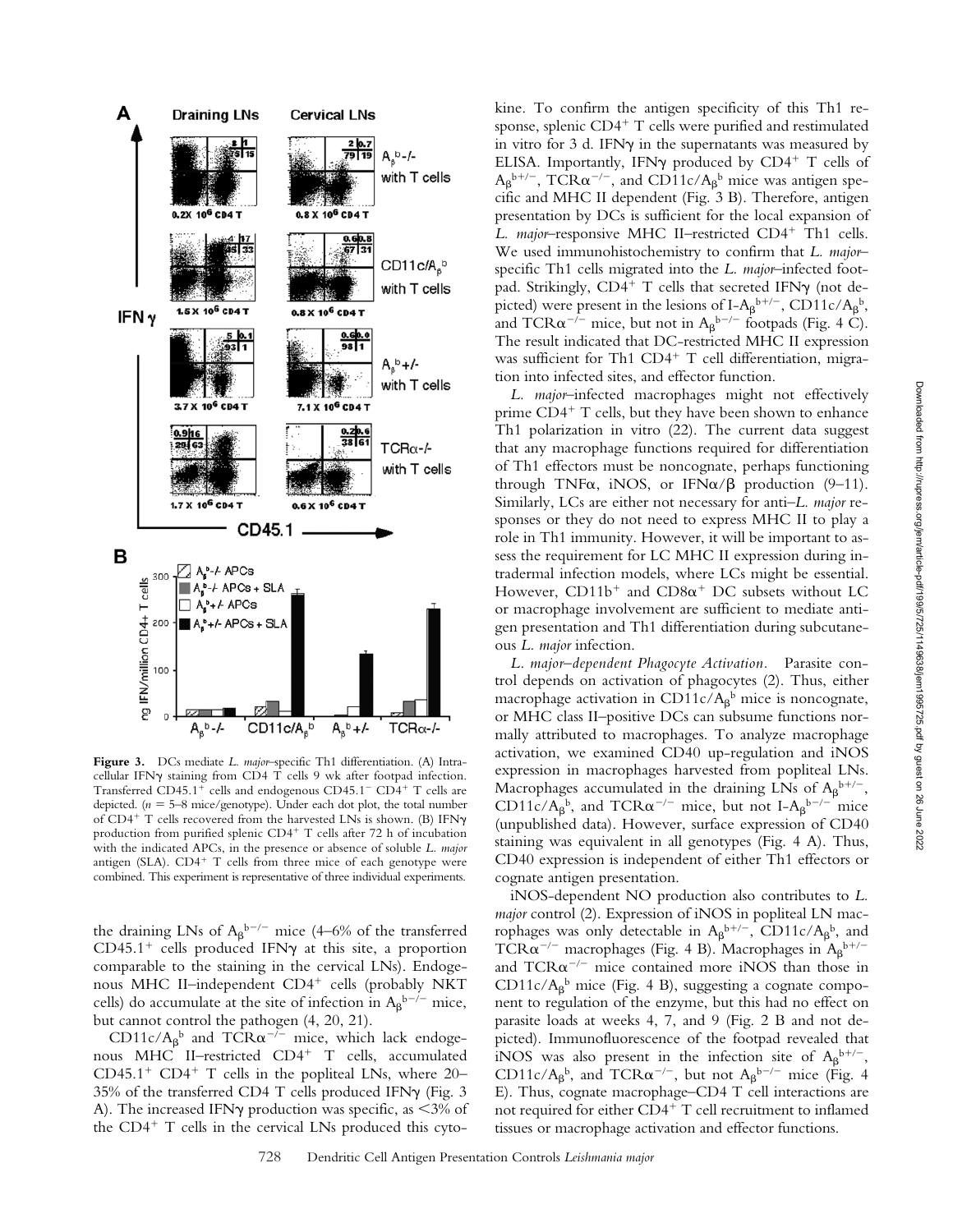**Figure 3.** DCs mediate *L. major*–specific Th1 differentiation. (A) Intracellular IFNγ staining from CD4 T cells 9 wk after footpad infection. Transferred $CD45.1^+$ cells and endogenous $CD45.1^-$ $CD4^+$ T cells are depicted. ($n = 5$–8 mice/genotype). Under each dot plot, the total number of $CD4^+$ T cells recovered from the harvested LNs is shown. (B) IFNγ production from purified splenic $CD4^+$ T cells after 72 h of incubation with the indicated APCs, in the presence or absence of soluble *L. major* antigen (SLA). $CD4^+$ T cells from three mice of each genotype were combined. This experiment is representative of three individual experiments.

the draining LNs of $A_\beta^{b-/-}$ mice (4–6% of the transferred $CD45.1^+$ cells produced IFNγ at this site, a proportion comparable to the staining in the cervical LNs). Endogenous MHC II–independent $CD4^+$ cells (probably NKT cells) do accumulate at the site of infection in $A_\beta^{b-/-}$ mice, but cannot control the pathogen (4, 20, 21).

CD11c/$A_\beta^b$ and $TCR\alpha^{-/-}$ mice, which lack endogenous MHC II–restricted $CD4^+$ T cells, accumulated $CD45.1^+$ $CD4^+$ T cells in the popliteal LNs, where 20–35% of the transferred CD4 T cells produced IFNγ (Fig. 3 A). The increased IFNγ production was specific, as <3% of the $CD4^+$ T cells in the cervical LNs produced this cytokine. To confirm the antigen specificity of this Th1 response, splenic $CD4^+$ T cells were purified and restimulated in vitro for 3 d. IFNγ in the supernatants was measured by ELISA. Importantly, IFNγ produced by $CD4^+$ T cells of $A_\beta^{b+/-}$, $TCR\alpha^{-/-}$, and CD11c/$A_\beta^b$ mice was antigen specific and MHC II dependent (Fig. 3 B). Therefore, antigen presentation by DCs is sufficient for the local expansion of *L. major*–responsive MHC II–restricted $CD4^+$ Th1 cells. We used immunohistochemistry to confirm that *L. major*–specific Th1 cells migrated into the *L. major*–infected footpad. Strikingly, $CD4^+$ T cells that secreted IFNγ (not depicted) were present in the lesions of I-$A_\beta^{b+/-}$, CD11c/$A_\beta^b$, and $TCR\alpha^{-/-}$ mice, but not in $A_\beta^{b-/-}$ footpads (Fig. 4 C). The result indicated that DC-restricted MHC II expression was sufficient for Th1 $CD4^+$ T cell differentiation, migration into infected sites, and effector function.

*L. major*–infected macrophages might not effectively prime $CD4^+$ T cells, but they have been shown to enhance Th1 polarization in vitro (22). The current data suggest that any macrophage functions required for differentiation of Th1 effectors must be noncognate, perhaps functioning through TNFα, iNOS, or IFNα/β production (9–11). Similarly, LCs are either not necessary for anti–*L. major* responses or they do not need to express MHC II to play a role in Th1 immunity. However, it will be important to assess the requirement for LC MHC II expression during intradermal infection models, where LCs might be essential. However, $CD11b^+$ and $CD8\alpha^+$ DC subsets without LC or macrophage involvement are sufficient to mediate antigen presentation and Th1 differentiation during subcutaneous *L. major* infection.

*L. major–dependent Phagocyte Activation.* Parasite control depends on activation of phagocytes (2). Thus, either macrophage activation in CD11c/$A_\beta^b$ mice is noncognate, or MHC class II–positive DCs can subsume functions normally attributed to macrophages. To analyze macrophage activation, we examined CD40 up-regulation and iNOS expression in macrophages harvested from popliteal LNs. Macrophages accumulated in the draining LNs of $A_\beta^{b+/-}$, CD11c/$A_\beta^b$, and $TCR\alpha^{-/-}$ mice, but not I-$A_\beta^{b-/-}$ mice (unpublished data). However, surface expression of CD40 staining was equivalent in all genotypes (Fig. 4 A). Thus, CD40 expression is independent of either Th1 effectors or cognate antigen presentation.

iNOS-dependent NO production also contributes to *L. major* control (2). Expression of iNOS in popliteal LN macrophages was only detectable in $A_\beta^{b+/-}$, CD11c/$A_\beta^b$, and $TCR\alpha^{-/-}$ macrophages (Fig. 4 B). Macrophages in $A_\beta^{b+/-}$ and $TCR\alpha^{-/-}$ mice contained more iNOS than those in CD11c/$A_\beta^b$ mice (Fig. 4 B), suggesting a cognate component to regulation of the enzyme, but this had no effect on parasite loads at weeks 4, 7, and 9 (Fig. 2 B and not depicted). Immunofluorescence of the footpad revealed that iNOS was also present in the infection site of $A_\beta^{b+/-}$, CD11c/$A_\beta^b$, and $TCR\alpha^{-/-}$, but not $A_\beta^{b-/-}$ mice (Fig. 4 E). Thus, cognate macrophage–CD4 T cell interactions are not required for either $CD4^+$ T cell recruitment to inflamed tissues or macrophage activation and effector functions.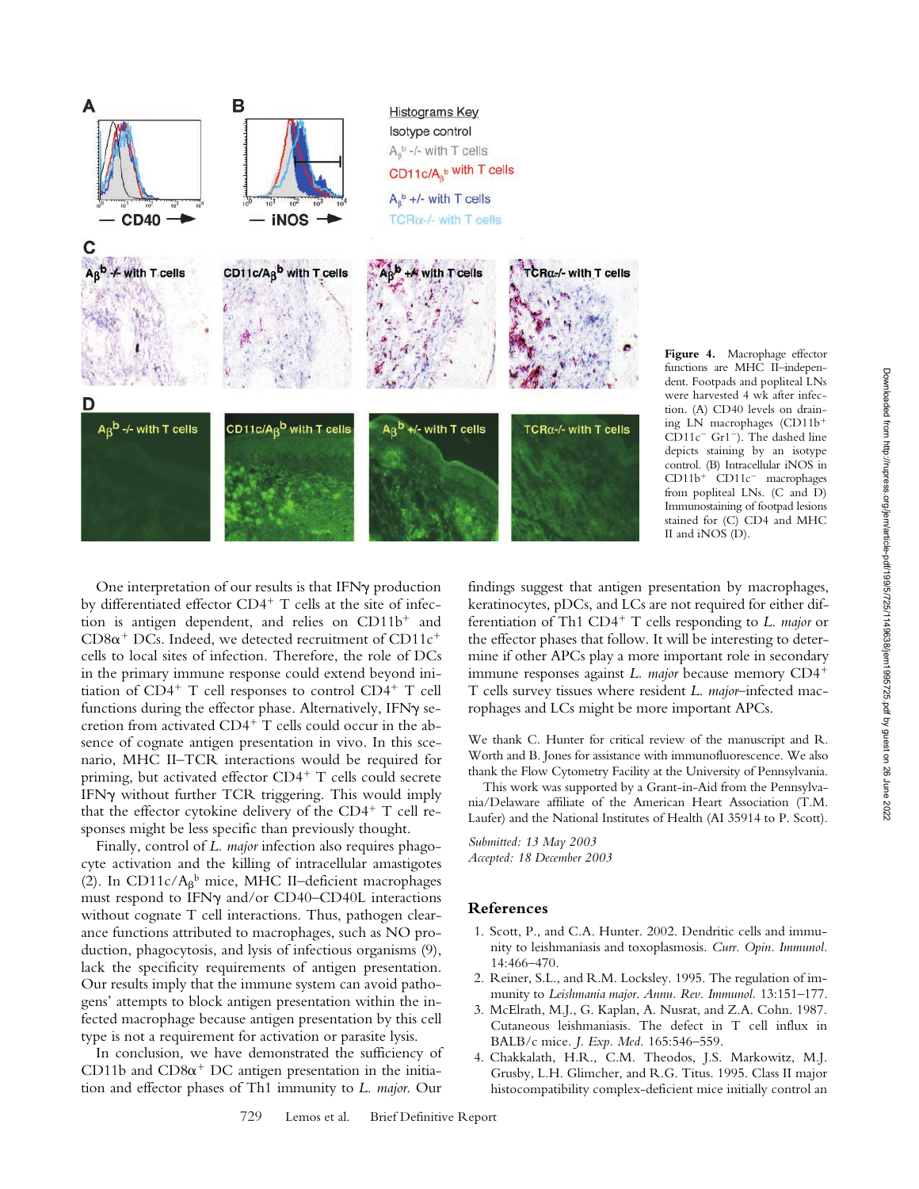**Figure 4.** Macrophage effector functions are MHC II–independent. Footpads and popliteal LNs were harvested 4 wk after infection. (A) CD40 levels on draining LN macrophages ($CD11b^+$ $CD11c^-$ $Gr1^-$). The dashed line depicts staining by an isotype control. (B) Intracellular iNOS in $CD11b^+$ $CD11c^-$ macrophages from popliteal LNs. (C and D) Immunostaining of footpad lesions stained for (C) CD4 and MHC II and iNOS (D).

One interpretation of our results is that IFNγ production by differentiated effector $CD4^+$ T cells at the site of infection is antigen dependent, and relies on $CD11b^+$ and $CD8\alpha^+$ DCs. Indeed, we detected recruitment of $CD11c^+$ cells to local sites of infection. Therefore, the role of DCs in the primary immune response could extend beyond initiation of $CD4^+$ T cell responses to control $CD4^+$ T cell functions during the effector phase. Alternatively, IFNγ secretion from activated $CD4^+$ T cells could occur in the absence of cognate antigen presentation in vivo. In this scenario, MHC II–TCR interactions would be required for priming, but activated effector $CD4^+$ T cells could secrete IFNγ without further TCR triggering. This would imply that the effector cytokine delivery of the $CD4^+$ T cell responses might be less specific than previously thought.

Finally, control of *L. major* infection also requires phagocyte activation and the killing of intracellular amastigotes (2). In CD11c/$A\beta^b$ mice, MHC II–deficient macrophages must respond to IFNγ and/or CD40–CD40L interactions without cognate T cell interactions. Thus, pathogen clearance functions attributed to macrophages, such as NO production, phagocytosis, and lysis of infectious organisms (9), lack the specificity requirements of antigen presentation. Our results imply that the immune system can avoid pathogens' attempts to block antigen presentation within the infected macrophage because antigen presentation by this cell type is not a requirement for activation or parasite lysis.

In conclusion, we have demonstrated the sufficiency of CD11b and $CD8\alpha^+$ DC antigen presentation in the initiation and effector phases of Th1 immunity to *L. major*. Our findings suggest that antigen presentation by macrophages, keratinocytes, pDCs, and LCs are not required for either differentiation of Th1 $CD4^+$ T cells responding to *L. major* or the effector phases that follow. It will be interesting to determine if other APCs play a more important role in secondary immune responses against *L. major* because memory $CD4^+$ T cells survey tissues where resident *L. major*–infected macrophages and LCs might be more important APCs.

We thank C. Hunter for critical review of the manuscript and R. Worth and B. Jones for assistance with immunofluorescence. We also thank the Flow Cytometry Facility at the University of Pennsylvania.

This work was supported by a Grant-in-Aid from the Pennsylvania/Delaware affiliate of the American Heart Association (T.M. Laufer) and the National Institutes of Health (AI 35914 to P. Scott).

*Submitted: 13 May 2003*
*Accepted: 18 December 2003*

## References

1. Scott, P., and C.A. Hunter. 2002. Dendritic cells and immunity to leishmaniasis and toxoplasmosis. *Curr. Opin. Immunol.* 14:466–470.
2. Reiner, S.L., and R.M. Locksley. 1995. The regulation of immunity to *Leishmania major*. *Annu. Rev. Immunol.* 13:151–177.
3. McElrath, M.J., G. Kaplan, A. Nusrat, and Z.A. Cohn. 1987. Cutaneous leishmaniasis. The defect in T cell influx in BALB/c mice. *J. Exp. Med.* 165:546–559.
4. Chakkalath, H.R., C.M. Theodos, J.S. Markowitz, M.J. Grusby, L.H. Glimcher, and R.G. Titus. 1995. Class II major histocompatibility complex-deficient mice initially control an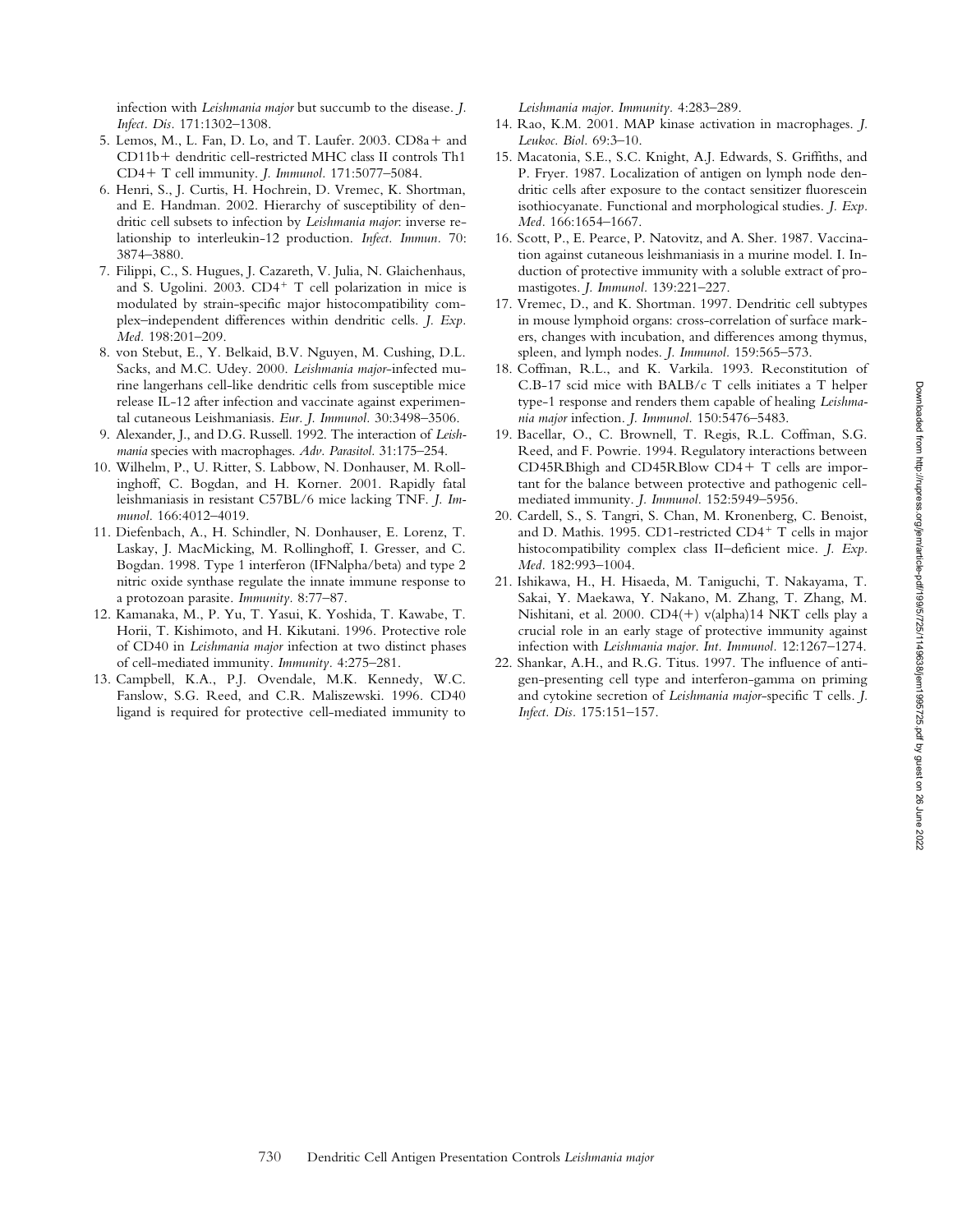infection with *Leishmania major* but succumb to the disease. *J. Infect. Dis.* 171:1302–1308.

5. Lemos, M., L. Fan, D. Lo, and T. Laufer. 2003. CD8a+ and CD11b+ dendritic cell-restricted MHC class II controls Th1 CD4+ T cell immunity. *J. Immunol.* 171:5077–5084.
6. Henri, S., J. Curtis, H. Hochrein, D. Vremec, K. Shortman, and E. Handman. 2002. Hierarchy of susceptibility of dendritic cell subsets to infection by *Leishmania major*: inverse relationship to interleukin-12 production. *Infect. Immun.* 70: 3874–3880.
7. Filippi, C., S. Hugues, J. Cazareth, V. Julia, N. Glaichenhaus, and S. Ugolini. 2003. $CD4^+$ T cell polarization in mice is modulated by strain-specific major histocompatibility complex–independent differences within dendritic cells. *J. Exp. Med.* 198:201–209.
8. von Stebut, E., Y. Belkaid, B.V. Nguyen, M. Cushing, D.L. Sacks, and M.C. Udey. 2000. *Leishmania major*-infected murine langerhans cell-like dendritic cells from susceptible mice release IL-12 after infection and vaccinate against experimental cutaneous Leishmaniasis. *Eur. J. Immunol.* 30:3498–3506.
9. Alexander, J., and D.G. Russell. 1992. The interaction of *Leishmania* species with macrophages. *Adv. Parasitol.* 31:175–254.
10. Wilhelm, P., U. Ritter, S. Labbow, N. Donhauser, M. Rollinghoff, C. Bogdan, and H. Korner. 2001. Rapidly fatal leishmaniasis in resistant C57BL/6 mice lacking TNF. *J. Immunol.* 166:4012–4019.
11. Diefenbach, A., H. Schindler, N. Donhauser, E. Lorenz, T. Laskay, J. MacMicking, M. Rollinghoff, I. Gresser, and C. Bogdan. 1998. Type 1 interferon (IFNalpha/beta) and type 2 nitric oxide synthase regulate the innate immune response to a protozoan parasite. *Immunity.* 8:77–87.
12. Kamanaka, M., P. Yu, T. Yasui, K. Yoshida, T. Kawabe, T. Horii, T. Kishimoto, and H. Kikutani. 1996. Protective role of CD40 in *Leishmania major* infection at two distinct phases of cell-mediated immunity. *Immunity.* 4:275–281.
13. Campbell, K.A., P.J. Ovendale, M.K. Kennedy, W.C. Fanslow, S.G. Reed, and C.R. Maliszewski. 1996. CD40 ligand is required for protective cell-mediated immunity to *Leishmania major*. *Immunity.* 4:283–289.
14. Rao, K.M. 2001. MAP kinase activation in macrophages. *J. Leukoc. Biol.* 69:3–10.
15. Macatonia, S.E., S.C. Knight, A.J. Edwards, S. Griffiths, and P. Fryer. 1987. Localization of antigen on lymph node dendritic cells after exposure to the contact sensitizer fluorescein isothiocyanate. Functional and morphological studies. *J. Exp. Med.* 166:1654–1667.
16. Scott, P., E. Pearce, P. Natovitz, and A. Sher. 1987. Vaccination against cutaneous leishmaniasis in a murine model. I. Induction of protective immunity with a soluble extract of promastigotes. *J. Immunol.* 139:221–227.
17. Vremec, D., and K. Shortman. 1997. Dendritic cell subtypes in mouse lymphoid organs: cross-correlation of surface markers, changes with incubation, and differences among thymus, spleen, and lymph nodes. *J. Immunol.* 159:565–573.
18. Coffman, R.L., and K. Varkila. 1993. Reconstitution of C.B-17 scid mice with BALB/c T cells initiates a T helper type-1 response and renders them capable of healing *Leishmania major* infection. *J. Immunol.* 150:5476–5483.
19. Bacellar, O., C. Brownell, T. Regis, R.L. Coffman, S.G. Reed, and F. Powrie. 1994. Regulatory interactions between CD45RBhigh and CD45RBlow CD4+ T cells are important for the balance between protective and pathogenic cell-mediated immunity. *J. Immunol.* 152:5949–5956.
20. Cardell, S., S. Tangri, S. Chan, M. Kronenberg, C. Benoist, and D. Mathis. 1995. CD1-restricted $CD4^+$ T cells in major histocompatibility complex class II–deficient mice. *J. Exp. Med.* 182:993–1004.
21. Ishikawa, H., H. Hisaeda, M. Taniguchi, T. Nakayama, T. Sakai, Y. Maekawa, Y. Nakano, M. Zhang, T. Zhang, M. Nishitani, et al. 2000. CD4(+) v(alpha)14 NKT cells play a crucial role in an early stage of protective immunity against infection with *Leishmania major*. *Int. Immunol.* 12:1267–1274.
22. Shankar, A.H., and R.G. Titus. 1997. The influence of antigen-presenting cell type and interferon-gamma on priming and cytokine secretion of *Leishmania major*-specific T cells. *J. Infect. Dis.* 175:151–157.